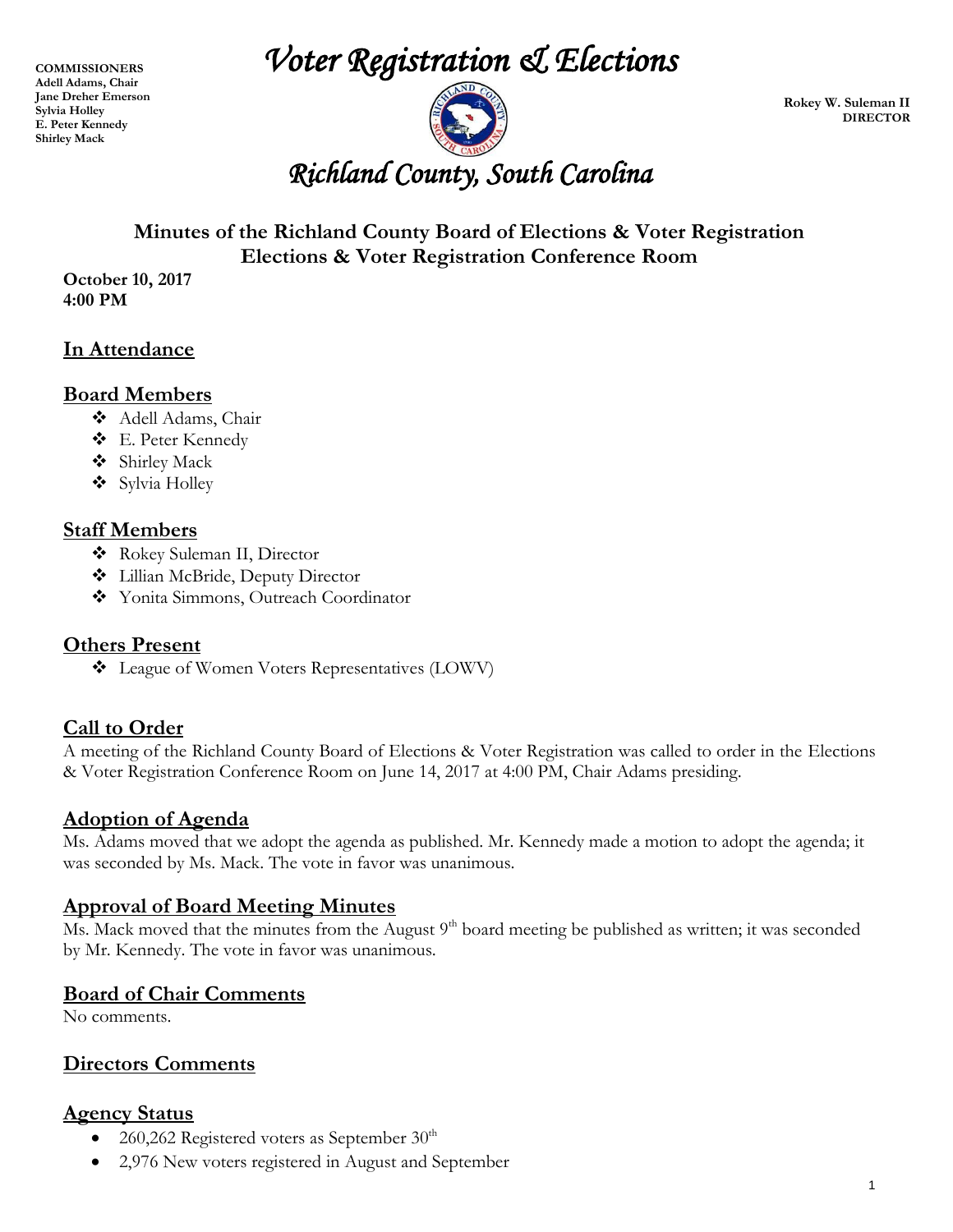**COMMISSIONERS**
**Adell Adams, Chair**
**Jane Dreher Emerson**
**Sylvia Holley**
**E. Peter Kennedy**
**Shirley Mack**

# *Voter Registration & Elections*

**Rokey W. Suleman II**
**DIRECTOR**

# *Richland County, South Carolina*

## Minutes of the Richland County Board of Elections & Voter Registration
## Elections & Voter Registration Conference Room

**October 10, 2017**
**4:00 PM**

## In Attendance

## Board Members

- Adell Adams, Chair
- E. Peter Kennedy
- Shirley Mack
- Sylvia Holley

## Staff Members

- Rokey Suleman II, Director
- Lillian McBride, Deputy Director
- Yonita Simmons, Outreach Coordinator

## Others Present

- League of Women Voters Representatives (LOWV)

## Call to Order

A meeting of the Richland County Board of Elections & Voter Registration was called to order in the Elections & Voter Registration Conference Room on June 14, 2017 at 4:00 PM, Chair Adams presiding.

## Adoption of Agenda

Ms. Adams moved that we adopt the agenda as published. Mr. Kennedy made a motion to adopt the agenda; it was seconded by Ms. Mack. The vote in favor was unanimous.

## Approval of Board Meeting Minutes

Ms. Mack moved that the minutes from the August 9th board meeting be published as written; it was seconded by Mr. Kennedy. The vote in favor was unanimous.

## Board of Chair Comments

No comments.

## Directors Comments

## Agency Status

- 260,262 Registered voters as September 30th
- 2,976 New voters registered in August and September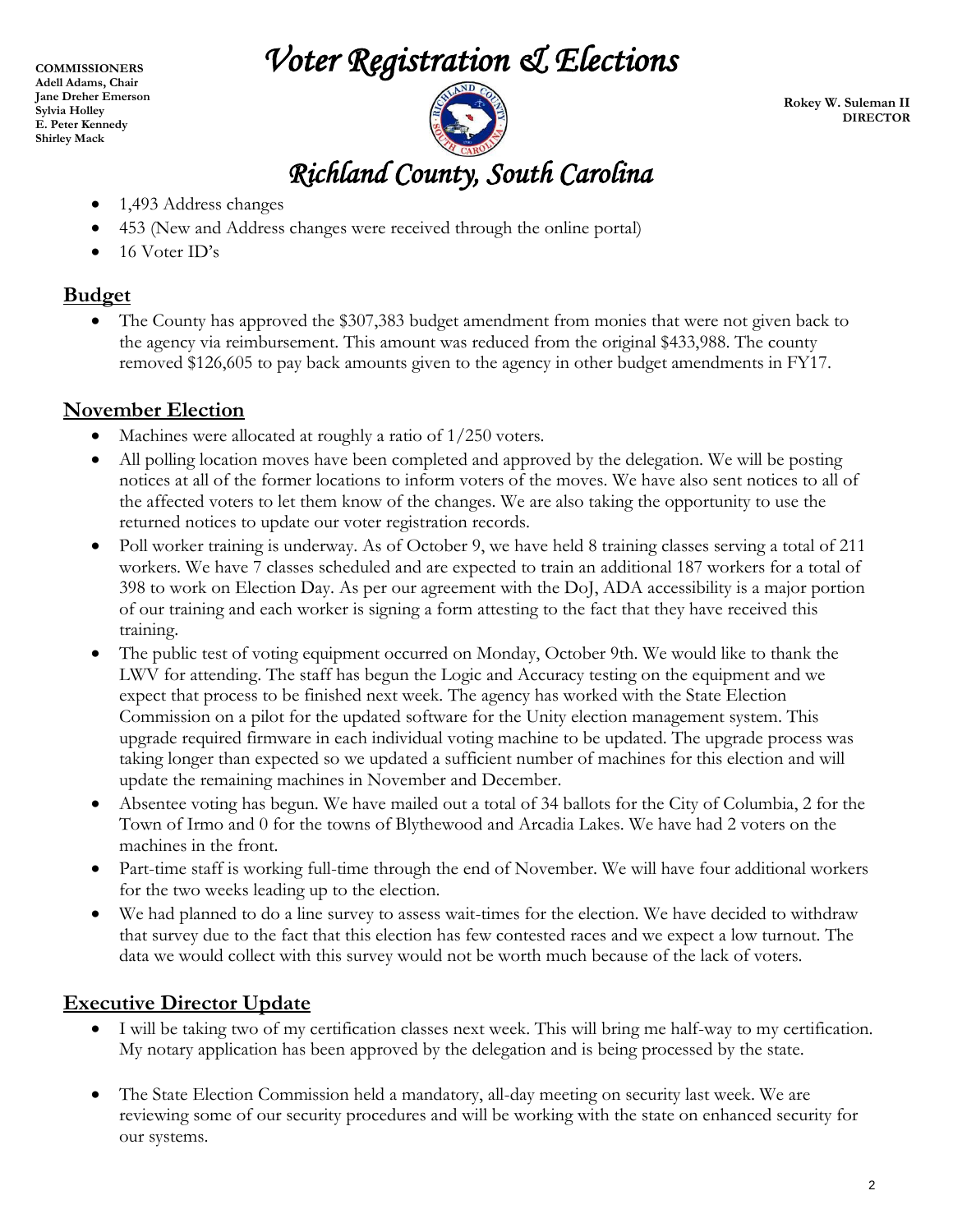**COMMISSIONERS**
**Adell Adams, Chair**
**Jane Dreher Emerson**
**Sylvia Holley**
**E. Peter Kennedy**
**Shirley Mack**

# *Voter Registration & Elections*

**Rokey W. Suleman II**
**DIRECTOR**

# *Richland County, South Carolina*

- 1,493 Address changes
- 453 (New and Address changes were received through the online portal)
- 16 Voter ID's

## Budget

- The County has approved the $307,383 budget amendment from monies that were not given back to the agency via reimbursement. This amount was reduced from the original $433,988. The county removed $126,605 to pay back amounts given to the agency in other budget amendments in FY17.

## November Election

- Machines were allocated at roughly a ratio of 1/250 voters.
- All polling location moves have been completed and approved by the delegation. We will be posting notices at all of the former locations to inform voters of the moves. We have also sent notices to all of the affected voters to let them know of the changes. We are also taking the opportunity to use the returned notices to update our voter registration records.
- Poll worker training is underway. As of October 9, we have held 8 training classes serving a total of 211 workers. We have 7 classes scheduled and are expected to train an additional 187 workers for a total of 398 to work on Election Day. As per our agreement with the DoJ, ADA accessibility is a major portion of our training and each worker is signing a form attesting to the fact that they have received this training.
- The public test of voting equipment occurred on Monday, October 9th. We would like to thank the LWV for attending. The staff has begun the Logic and Accuracy testing on the equipment and we expect that process to be finished next week. The agency has worked with the State Election Commission on a pilot for the updated software for the Unity election management system. This upgrade required firmware in each individual voting machine to be updated. The upgrade process was taking longer than expected so we updated a sufficient number of machines for this election and will update the remaining machines in November and December.
- Absentee voting has begun. We have mailed out a total of 34 ballots for the City of Columbia, 2 for the Town of Irmo and 0 for the towns of Blythewood and Arcadia Lakes. We have had 2 voters on the machines in the front.
- Part-time staff is working full-time through the end of November. We will have four additional workers for the two weeks leading up to the election.
- We had planned to do a line survey to assess wait-times for the election. We have decided to withdraw that survey due to the fact that this election has few contested races and we expect a low turnout. The data we would collect with this survey would not be worth much because of the lack of voters.

## Executive Director Update

- I will be taking two of my certification classes next week. This will bring me half-way to my certification. My notary application has been approved by the delegation and is being processed by the state.
- The State Election Commission held a mandatory, all-day meeting on security last week. We are reviewing some of our security procedures and will be working with the state on enhanced security for our systems.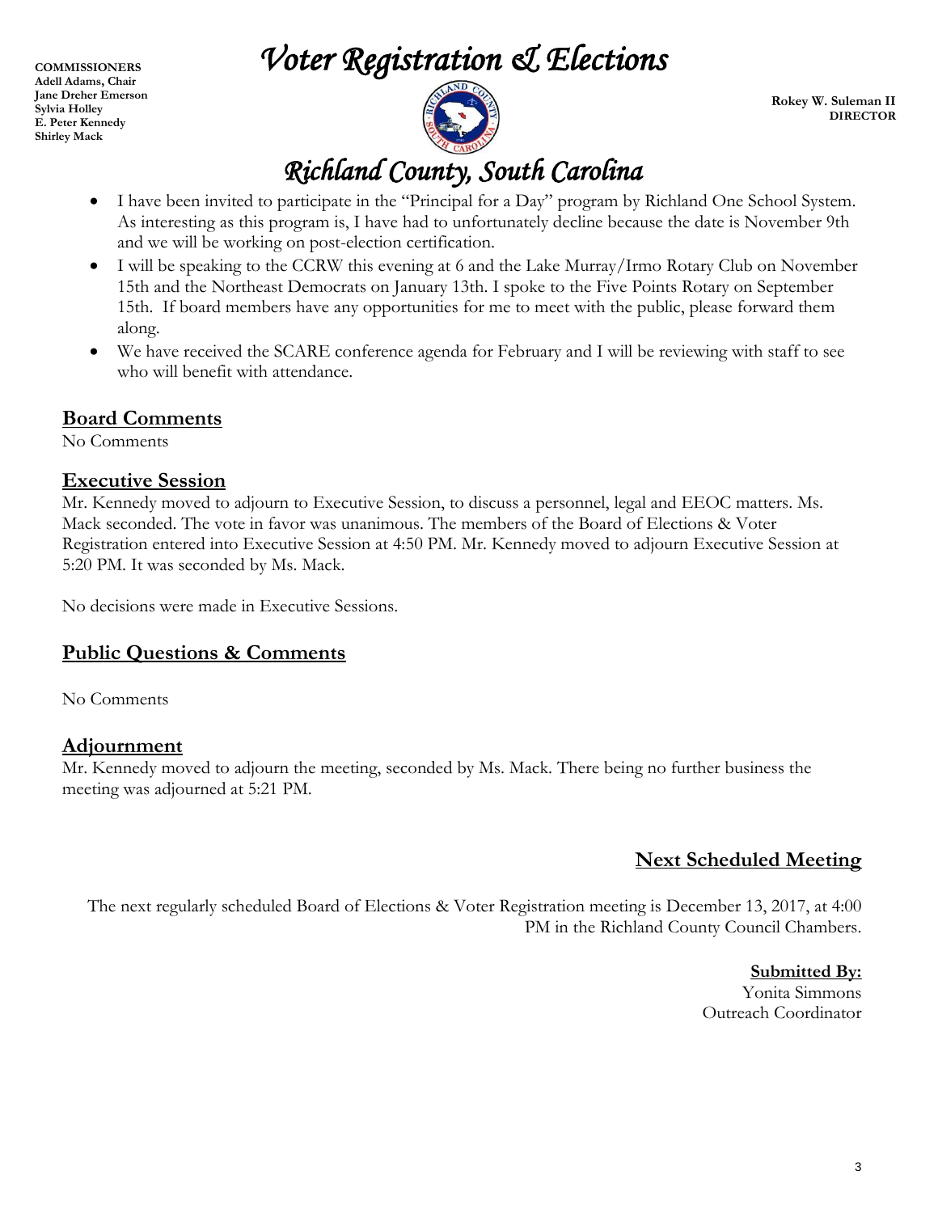- I have been invited to participate in the "Principal for a Day" program by Richland One School System. As interesting as this program is, I have had to unfortunately decline because the date is November 9th and we will be working on post-election certification.
- I will be speaking to the CCRW this evening at 6 and the Lake Murray/Irmo Rotary Club on November 15th and the Northeast Democrats on January 13th. I spoke to the Five Points Rotary on September 15th. If board members have any opportunities for me to meet with the public, please forward them along.
- We have received the SCARE conference agenda for February and I will be reviewing with staff to see who will benefit with attendance.

## Board Comments

No Comments

## Executive Session

Mr. Kennedy moved to adjourn to Executive Session, to discuss a personnel, legal and EEOC matters. Ms. Mack seconded. The vote in favor was unanimous. The members of the Board of Elections & Voter Registration entered into Executive Session at 4:50 PM. Mr. Kennedy moved to adjourn Executive Session at 5:20 PM. It was seconded by Ms. Mack.

No decisions were made in Executive Sessions.

## Public Questions & Comments

No Comments

## Adjournment

Mr. Kennedy moved to adjourn the meeting, seconded by Ms. Mack. There being no further business the meeting was adjourned at 5:21 PM.

## Next Scheduled Meeting

The next regularly scheduled Board of Elections & Voter Registration meeting is December 13, 2017, at 4:00 PM in the Richland County Council Chambers.

**Submitted By:**
Yonita Simmons
Outreach Coordinator